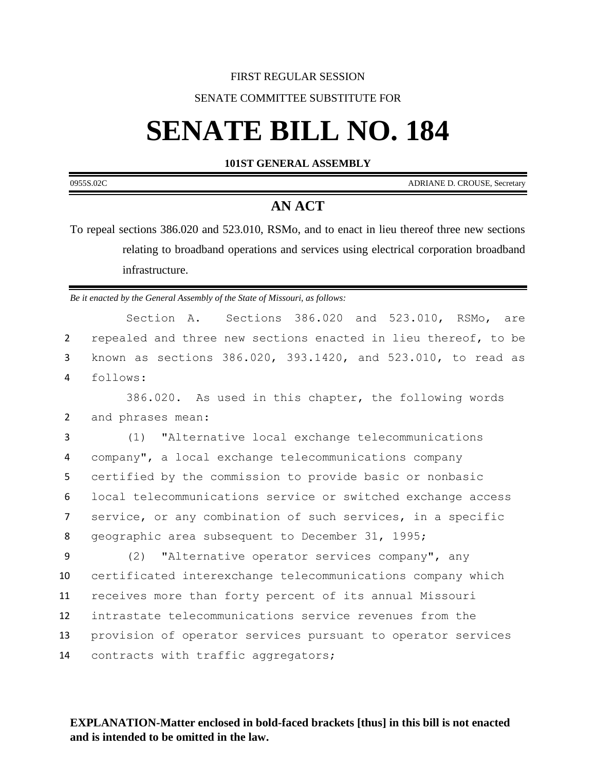FIRST REGULAR SESSION

SENATE COMMITTEE SUBSTITUTE FOR

# SENATE BILL NO. 184

**101ST GENERAL ASSEMBLY**

0955S.02C ADRIANE D. CROUSE, Secretary

## AN ACT

To repeal sections 386.020 and 523.010, RSMo, and to enact in lieu thereof three new sections relating to broadband operations and services using electrical corporation broadband infrastructure.

*Be it enacted by the General Assembly of the State of Missouri, as follows:*

Section A. Sections 386.020 and 523.010, RSMo, are repealed and three new sections enacted in lieu thereof, to be known as sections 386.020, 393.1420, and 523.010, to read as follows:

386.020. As used in this chapter, the following words and phrases mean:

(1) "Alternative local exchange telecommunications company", a local exchange telecommunications company certified by the commission to provide basic or nonbasic local telecommunications service or switched exchange access service, or any combination of such services, in a specific geographic area subsequent to December 31, 1995;

(2) "Alternative operator services company", any certificated interexchange telecommunications company which receives more than forty percent of its annual Missouri intrastate telecommunications service revenues from the provision of operator services pursuant to operator services contracts with traffic aggregators;

**EXPLANATION-Matter enclosed in bold-faced brackets [thus] in this bill is not enacted and is intended to be omitted in the law.**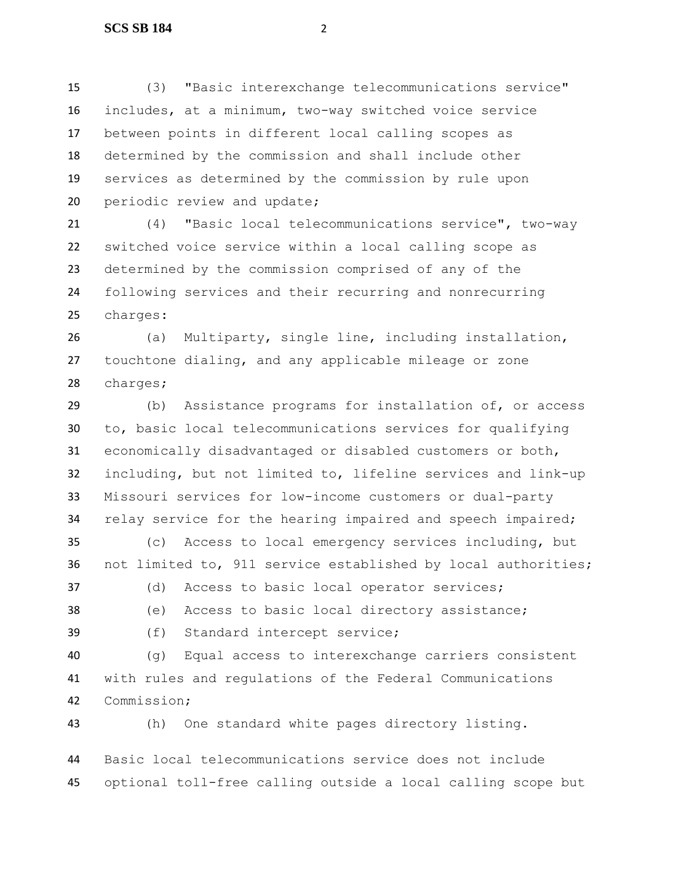(3) "Basic interexchange telecommunications service" includes, at a minimum, two-way switched voice service between points in different local calling scopes as determined by the commission and shall include other services as determined by the commission by rule upon periodic review and update;

(4) "Basic local telecommunications service", two-way switched voice service within a local calling scope as determined by the commission comprised of any of the following services and their recurring and nonrecurring charges:

(a) Multiparty, single line, including installation, touchtone dialing, and any applicable mileage or zone charges;

(b) Assistance programs for installation of, or access to, basic local telecommunications services for qualifying economically disadvantaged or disabled customers or both, including, but not limited to, lifeline services and link-up Missouri services for low-income customers or dual-party relay service for the hearing impaired and speech impaired;

(c) Access to local emergency services including, but not limited to, 911 service established by local authorities;

(d) Access to basic local operator services;

(e) Access to basic local directory assistance;

(f) Standard intercept service;

(g) Equal access to interexchange carriers consistent with rules and regulations of the Federal Communications Commission;

(h) One standard white pages directory listing.

Basic local telecommunications service does not include optional toll-free calling outside a local calling scope but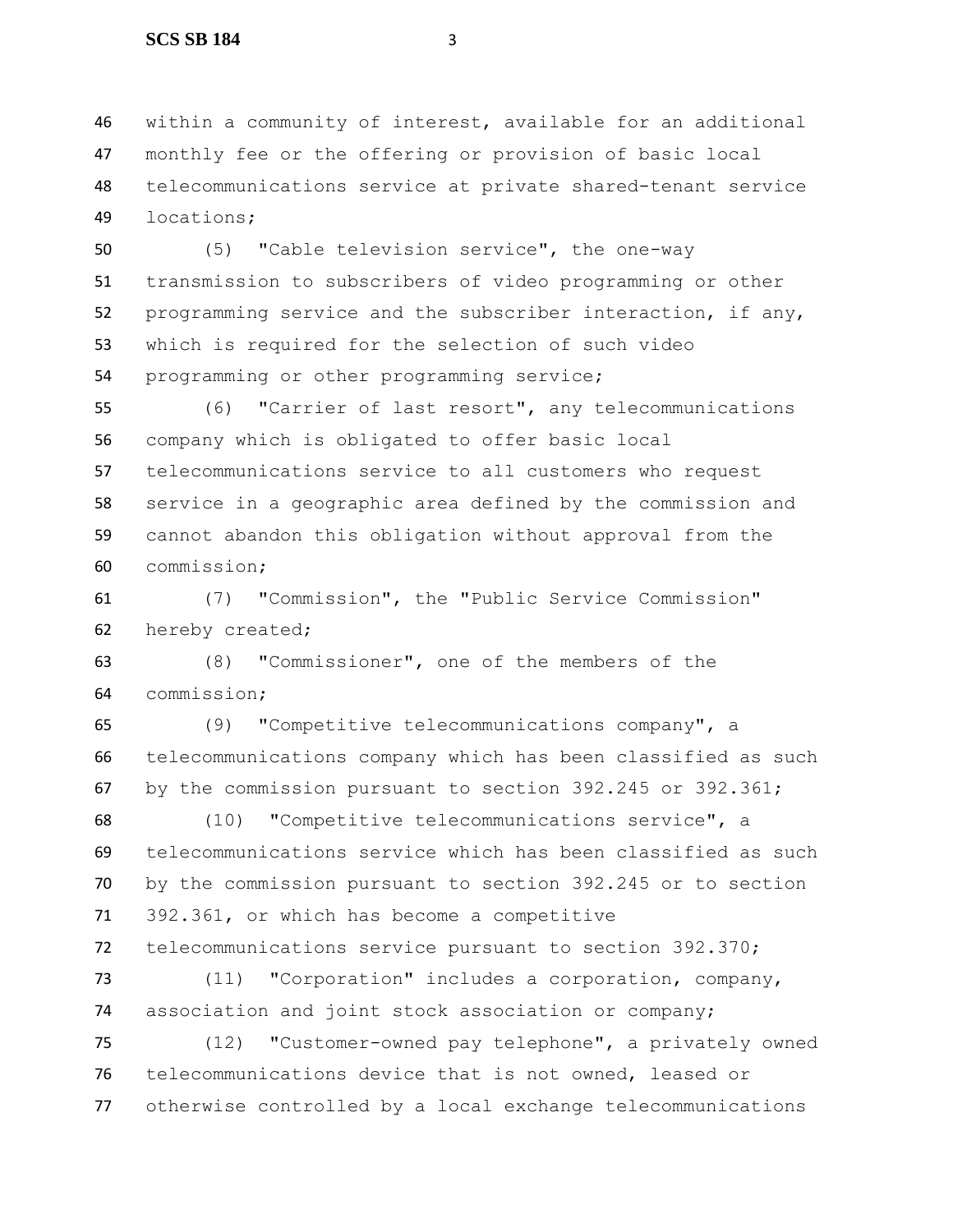within a community of interest, available for an additional monthly fee or the offering or provision of basic local telecommunications service at private shared-tenant service locations;

(5) "Cable television service", the one-way transmission to subscribers of video programming or other programming service and the subscriber interaction, if any, which is required for the selection of such video programming or other programming service;

(6) "Carrier of last resort", any telecommunications company which is obligated to offer basic local telecommunications service to all customers who request service in a geographic area defined by the commission and cannot abandon this obligation without approval from the commission;

(7) "Commission", the "Public Service Commission" hereby created;

(8) "Commissioner", one of the members of the commission;

(9) "Competitive telecommunications company", a telecommunications company which has been classified as such by the commission pursuant to section 392.245 or 392.361;

(10) "Competitive telecommunications service", a telecommunications service which has been classified as such by the commission pursuant to section 392.245 or to section 392.361, or which has become a competitive telecommunications service pursuant to section 392.370;

(11) "Corporation" includes a corporation, company, association and joint stock association or company;

(12) "Customer-owned pay telephone", a privately owned telecommunications device that is not owned, leased or otherwise controlled by a local exchange telecommunications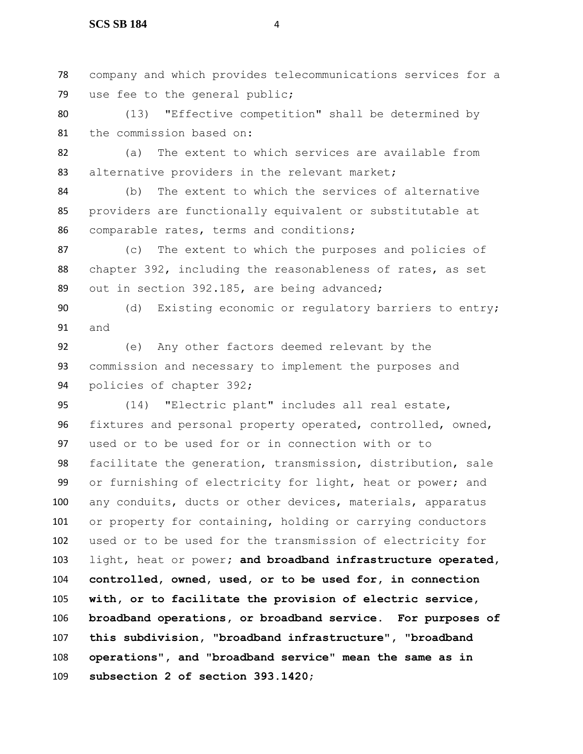company and which provides telecommunications services for a use fee to the general public;

(13) "Effective competition" shall be determined by the commission based on:

(a) The extent to which services are available from alternative providers in the relevant market;

(b) The extent to which the services of alternative providers are functionally equivalent or substitutable at comparable rates, terms and conditions;

(c) The extent to which the purposes and policies of chapter 392, including the reasonableness of rates, as set out in section 392.185, are being advanced;

(d) Existing economic or regulatory barriers to entry; and

(e) Any other factors deemed relevant by the commission and necessary to implement the purposes and policies of chapter 392;

(14) "Electric plant" includes all real estate, fixtures and personal property operated, controlled, owned, used or to be used for or in connection with or to facilitate the generation, transmission, distribution, sale or furnishing of electricity for light, heat or power; and any conduits, ducts or other devices, materials, apparatus or property for containing, holding or carrying conductors used or to be used for the transmission of electricity for light, heat or power; **and broadband infrastructure operated, controlled, owned, used, or to be used for, in connection with, or to facilitate the provision of electric service, broadband operations, or broadband service. For purposes of this subdivision, "broadband infrastructure", "broadband operations", and "broadband service" mean the same as in subsection 2 of section 393.1420**;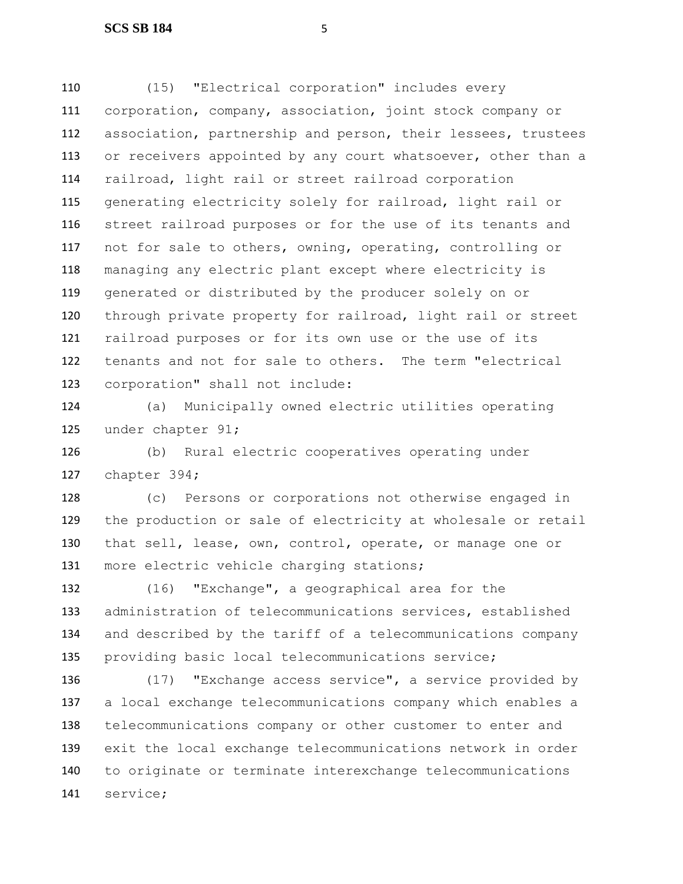(15) "Electrical corporation" includes every corporation, company, association, joint stock company or association, partnership and person, their lessees, trustees or receivers appointed by any court whatsoever, other than a railroad, light rail or street railroad corporation generating electricity solely for railroad, light rail or street railroad purposes or for the use of its tenants and not for sale to others, owning, operating, controlling or managing any electric plant except where electricity is generated or distributed by the producer solely on or through private property for railroad, light rail or street railroad purposes or for its own use or the use of its tenants and not for sale to others. The term "electrical corporation" shall not include:

(a) Municipally owned electric utilities operating under chapter 91;

(b) Rural electric cooperatives operating under chapter 394;

(c) Persons or corporations not otherwise engaged in the production or sale of electricity at wholesale or retail that sell, lease, own, control, operate, or manage one or more electric vehicle charging stations;

(16) "Exchange", a geographical area for the administration of telecommunications services, established and described by the tariff of a telecommunications company providing basic local telecommunications service;

(17) "Exchange access service", a service provided by a local exchange telecommunications company which enables a telecommunications company or other customer to enter and exit the local exchange telecommunications network in order to originate or terminate interexchange telecommunications service;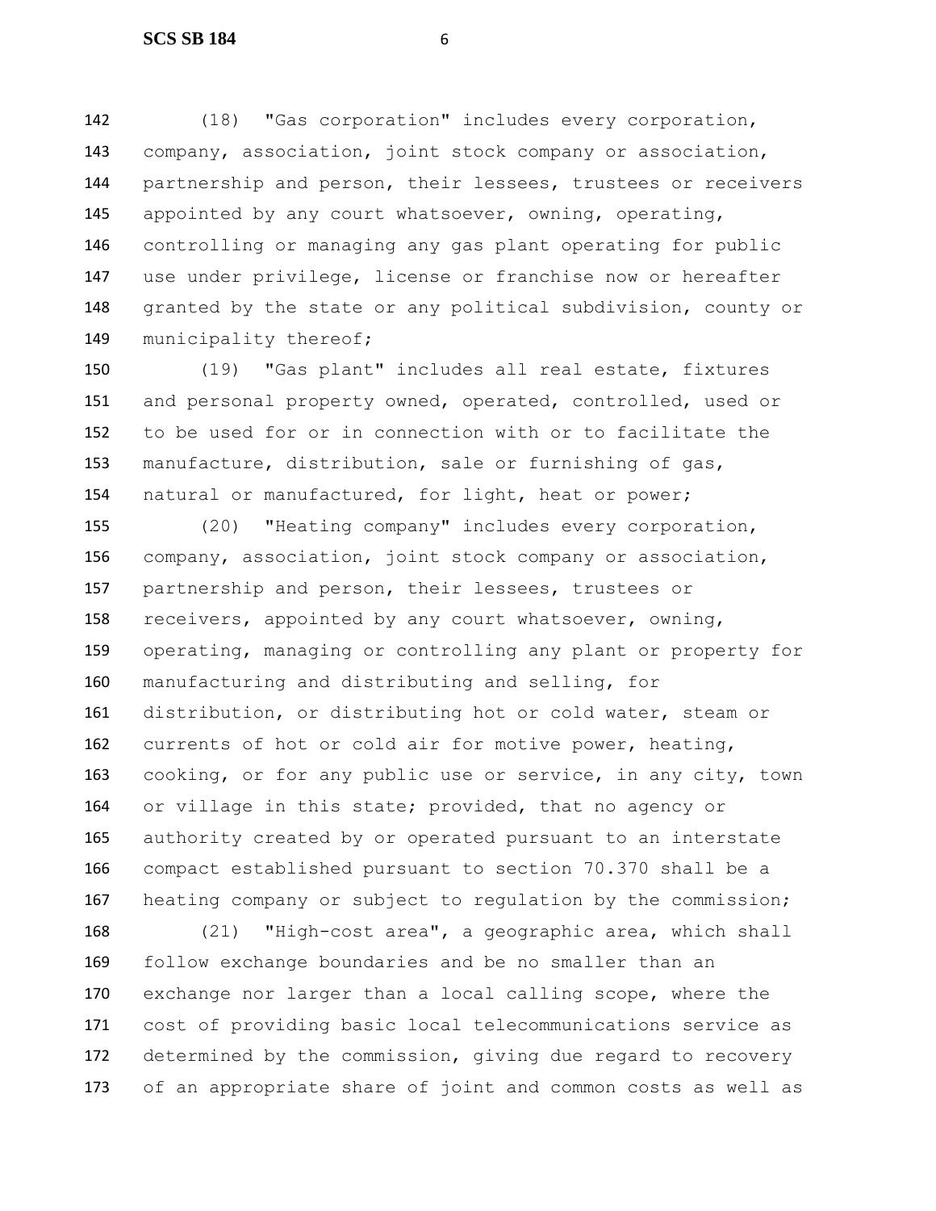(18) "Gas corporation" includes every corporation, company, association, joint stock company or association, partnership and person, their lessees, trustees or receivers appointed by any court whatsoever, owning, operating, controlling or managing any gas plant operating for public use under privilege, license or franchise now or hereafter granted by the state or any political subdivision, county or municipality thereof;

(19) "Gas plant" includes all real estate, fixtures and personal property owned, operated, controlled, used or to be used for or in connection with or to facilitate the manufacture, distribution, sale or furnishing of gas, natural or manufactured, for light, heat or power;

(20) "Heating company" includes every corporation, company, association, joint stock company or association, partnership and person, their lessees, trustees or receivers, appointed by any court whatsoever, owning, operating, managing or controlling any plant or property for manufacturing and distributing and selling, for distribution, or distributing hot or cold water, steam or currents of hot or cold air for motive power, heating, cooking, or for any public use or service, in any city, town or village in this state; provided, that no agency or authority created by or operated pursuant to an interstate compact established pursuant to section 70.370 shall be a heating company or subject to regulation by the commission;

(21) "High-cost area", a geographic area, which shall follow exchange boundaries and be no smaller than an exchange nor larger than a local calling scope, where the cost of providing basic local telecommunications service as determined by the commission, giving due regard to recovery of an appropriate share of joint and common costs as well as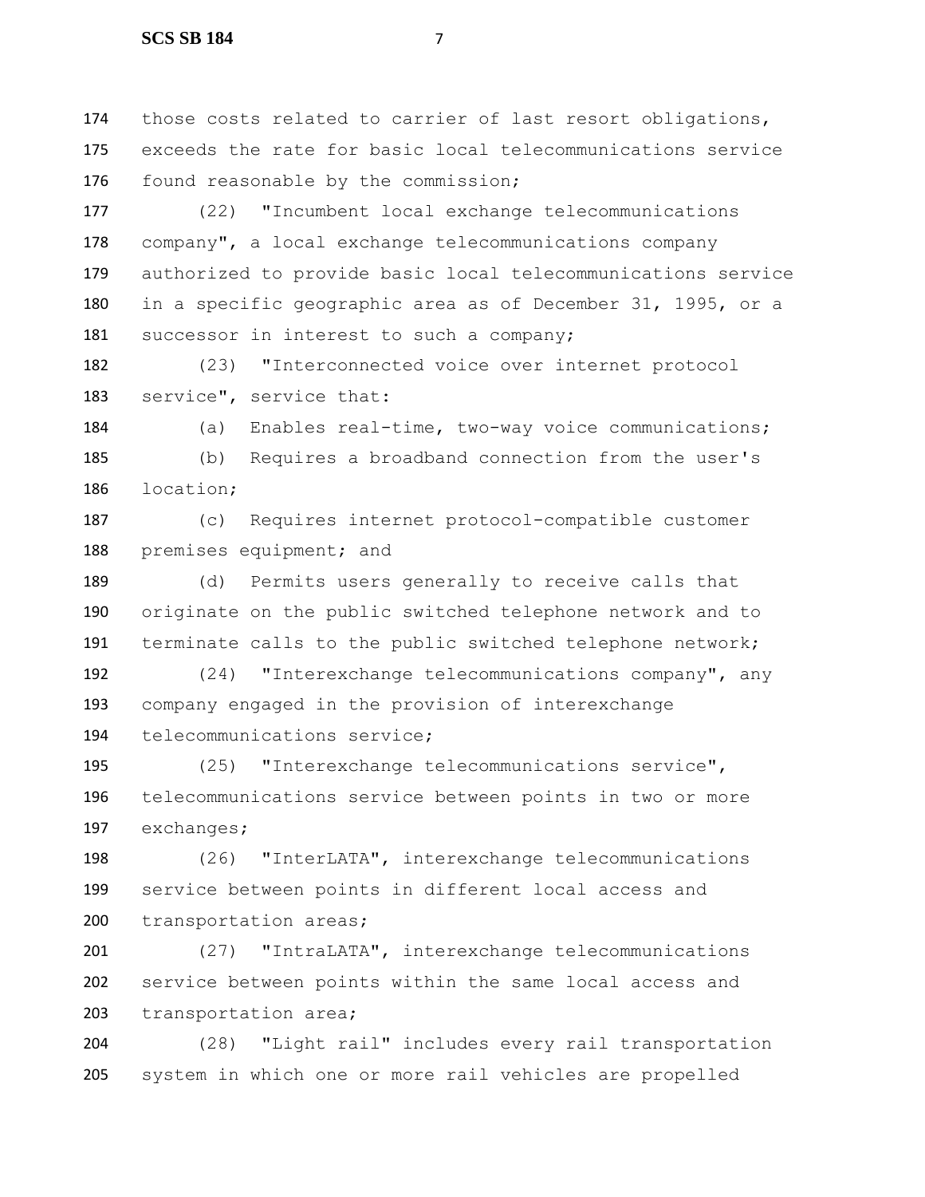those costs related to carrier of last resort obligations, exceeds the rate for basic local telecommunications service found reasonable by the commission;

(22) "Incumbent local exchange telecommunications company", a local exchange telecommunications company authorized to provide basic local telecommunications service in a specific geographic area as of December 31, 1995, or a successor in interest to such a company;

(23) "Interconnected voice over internet protocol service", service that:

(a) Enables real-time, two-way voice communications;

(b) Requires a broadband connection from the user's location;

(c) Requires internet protocol-compatible customer premises equipment; and

(d) Permits users generally to receive calls that originate on the public switched telephone network and to terminate calls to the public switched telephone network;

(24) "Interexchange telecommunications company", any company engaged in the provision of interexchange telecommunications service;

(25) "Interexchange telecommunications service", telecommunications service between points in two or more exchanges;

(26) "InterLATA", interexchange telecommunications service between points in different local access and transportation areas;

(27) "IntraLATA", interexchange telecommunications service between points within the same local access and transportation area;

(28) "Light rail" includes every rail transportation system in which one or more rail vehicles are propelled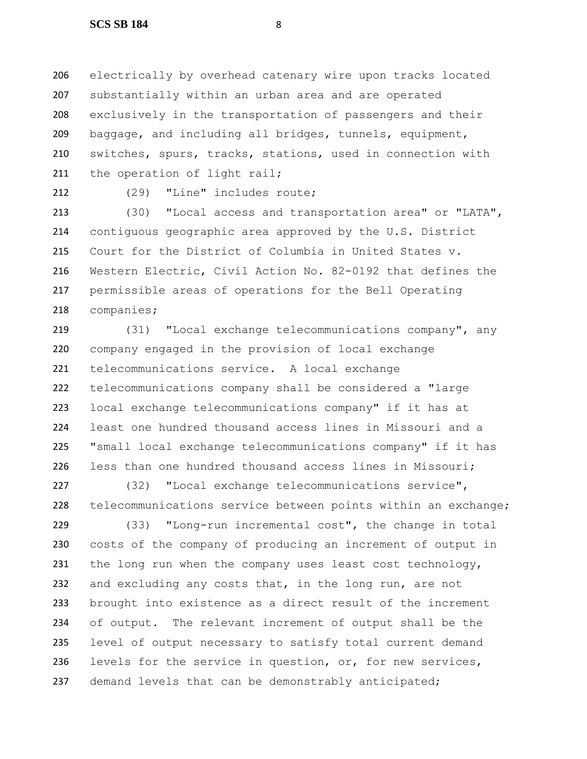electrically by overhead catenary wire upon tracks located substantially within an urban area and are operated exclusively in the transportation of passengers and their baggage, and including all bridges, tunnels, equipment, switches, spurs, tracks, stations, used in connection with the operation of light rail;

(29) "Line" includes route;

(30) "Local access and transportation area" or "LATA", contiguous geographic area approved by the U.S. District Court for the District of Columbia in United States v. Western Electric, Civil Action No. 82-0192 that defines the permissible areas of operations for the Bell Operating companies;

(31) "Local exchange telecommunications company", any company engaged in the provision of local exchange telecommunications service. A local exchange telecommunications company shall be considered a "large local exchange telecommunications company" if it has at least one hundred thousand access lines in Missouri and a "small local exchange telecommunications company" if it has less than one hundred thousand access lines in Missouri;

(32) "Local exchange telecommunications service", telecommunications service between points within an exchange;

(33) "Long-run incremental cost", the change in total costs of the company of producing an increment of output in the long run when the company uses least cost technology, and excluding any costs that, in the long run, are not brought into existence as a direct result of the increment of output. The relevant increment of output shall be the level of output necessary to satisfy total current demand levels for the service in question, or, for new services, demand levels that can be demonstrably anticipated;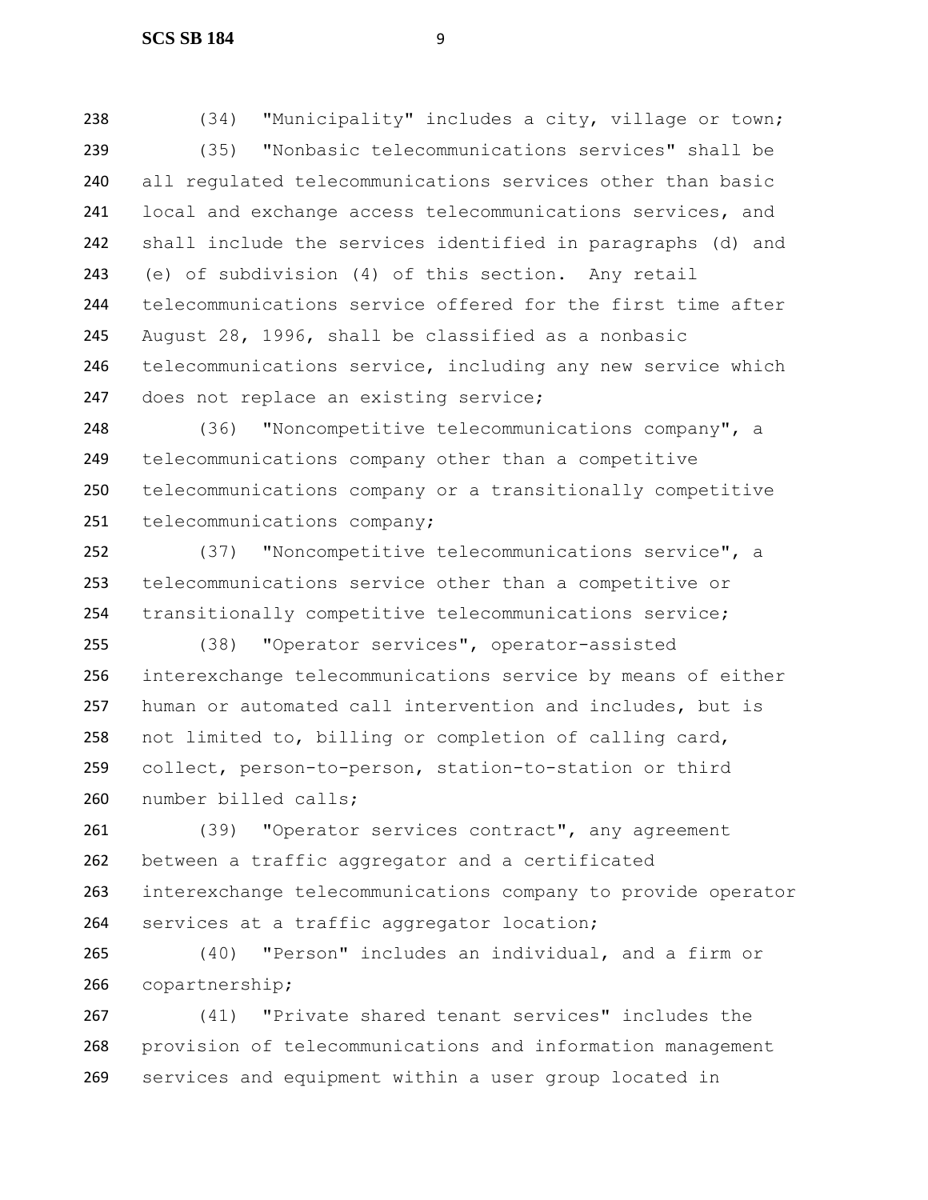(34) "Municipality" includes a city, village or town;

(35) "Nonbasic telecommunications services" shall be all regulated telecommunications services other than basic local and exchange access telecommunications services, and shall include the services identified in paragraphs (d) and (e) of subdivision (4) of this section. Any retail telecommunications service offered for the first time after August 28, 1996, shall be classified as a nonbasic telecommunications service, including any new service which does not replace an existing service;

(36) "Noncompetitive telecommunications company", a telecommunications company other than a competitive telecommunications company or a transitionally competitive telecommunications company;

(37) "Noncompetitive telecommunications service", a telecommunications service other than a competitive or transitionally competitive telecommunications service;

(38) "Operator services", operator-assisted interexchange telecommunications service by means of either human or automated call intervention and includes, but is not limited to, billing or completion of calling card, collect, person-to-person, station-to-station or third number billed calls;

(39) "Operator services contract", any agreement between a traffic aggregator and a certificated interexchange telecommunications company to provide operator services at a traffic aggregator location;

(40) "Person" includes an individual, and a firm or copartnership;

(41) "Private shared tenant services" includes the provision of telecommunications and information management services and equipment within a user group located in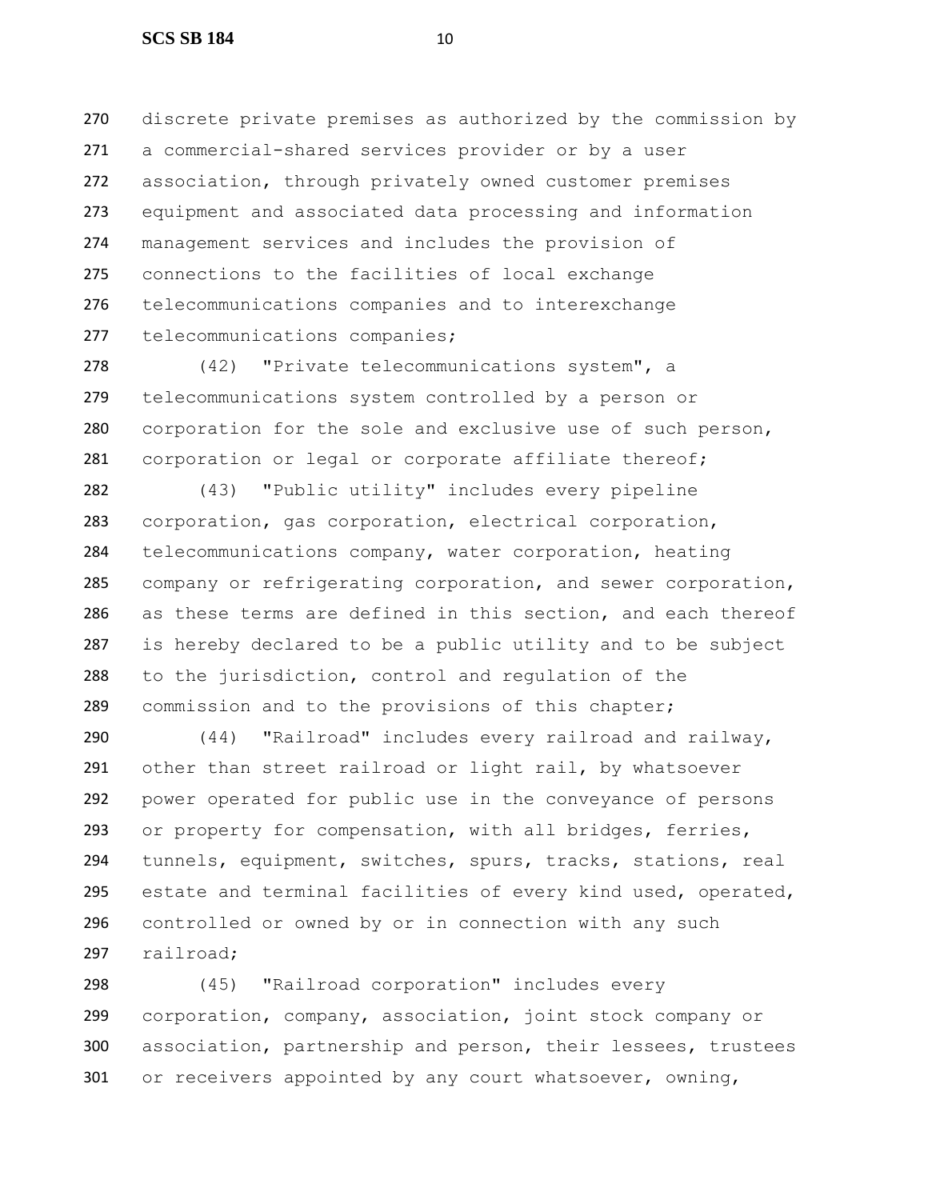discrete private premises as authorized by the commission by a commercial-shared services provider or by a user association, through privately owned customer premises equipment and associated data processing and information management services and includes the provision of connections to the facilities of local exchange telecommunications companies and to interexchange telecommunications companies;

(42) "Private telecommunications system", a telecommunications system controlled by a person or corporation for the sole and exclusive use of such person, corporation or legal or corporate affiliate thereof;

(43) "Public utility" includes every pipeline corporation, gas corporation, electrical corporation, telecommunications company, water corporation, heating company or refrigerating corporation, and sewer corporation, as these terms are defined in this section, and each thereof is hereby declared to be a public utility and to be subject to the jurisdiction, control and regulation of the commission and to the provisions of this chapter;

(44) "Railroad" includes every railroad and railway, other than street railroad or light rail, by whatsoever power operated for public use in the conveyance of persons or property for compensation, with all bridges, ferries, tunnels, equipment, switches, spurs, tracks, stations, real estate and terminal facilities of every kind used, operated, controlled or owned by or in connection with any such railroad;

(45) "Railroad corporation" includes every corporation, company, association, joint stock company or association, partnership and person, their lessees, trustees or receivers appointed by any court whatsoever, owning,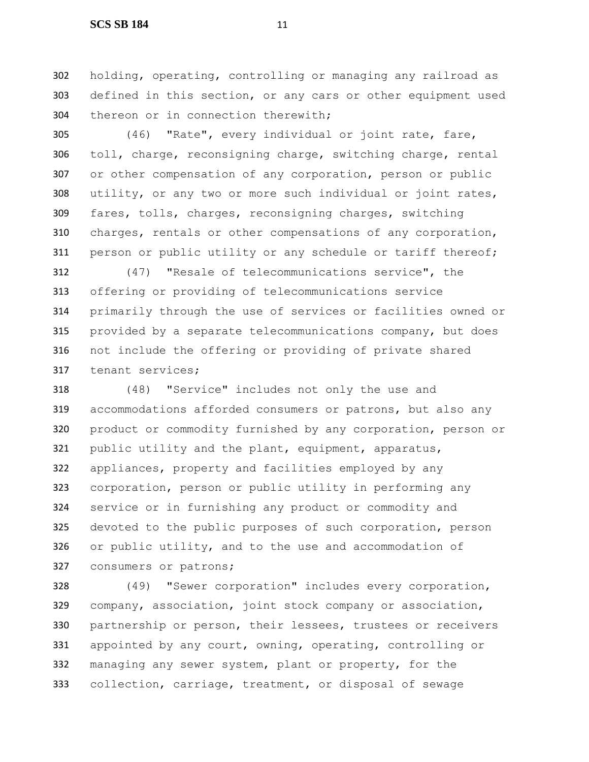holding, operating, controlling or managing any railroad as defined in this section, or any cars or other equipment used thereon or in connection therewith;

(46) "Rate", every individual or joint rate, fare, toll, charge, reconsigning charge, switching charge, rental or other compensation of any corporation, person or public utility, or any two or more such individual or joint rates, fares, tolls, charges, reconsigning charges, switching charges, rentals or other compensations of any corporation, person or public utility or any schedule or tariff thereof;

(47) "Resale of telecommunications service", the offering or providing of telecommunications service primarily through the use of services or facilities owned or provided by a separate telecommunications company, but does not include the offering or providing of private shared tenant services;

(48) "Service" includes not only the use and accommodations afforded consumers or patrons, but also any product or commodity furnished by any corporation, person or public utility and the plant, equipment, apparatus, appliances, property and facilities employed by any corporation, person or public utility in performing any service or in furnishing any product or commodity and devoted to the public purposes of such corporation, person or public utility, and to the use and accommodation of consumers or patrons;

(49) "Sewer corporation" includes every corporation, company, association, joint stock company or association, partnership or person, their lessees, trustees or receivers appointed by any court, owning, operating, controlling or managing any sewer system, plant or property, for the collection, carriage, treatment, or disposal of sewage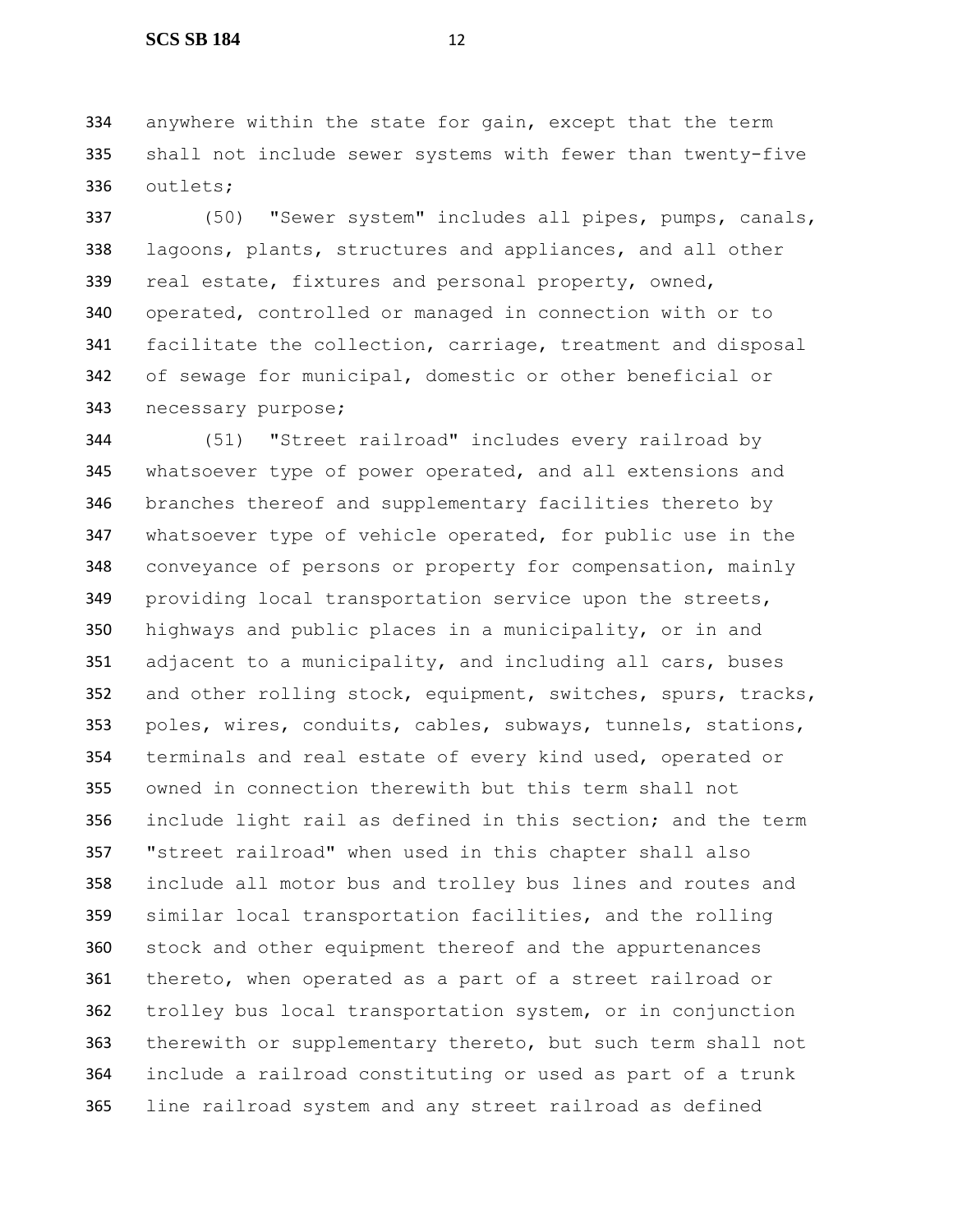anywhere within the state for gain, except that the term shall not include sewer systems with fewer than twenty-five outlets;

(50) "Sewer system" includes all pipes, pumps, canals, lagoons, plants, structures and appliances, and all other real estate, fixtures and personal property, owned, operated, controlled or managed in connection with or to facilitate the collection, carriage, treatment and disposal of sewage for municipal, domestic or other beneficial or necessary purpose;

(51) "Street railroad" includes every railroad by whatsoever type of power operated, and all extensions and branches thereof and supplementary facilities thereto by whatsoever type of vehicle operated, for public use in the conveyance of persons or property for compensation, mainly providing local transportation service upon the streets, highways and public places in a municipality, or in and adjacent to a municipality, and including all cars, buses and other rolling stock, equipment, switches, spurs, tracks, poles, wires, conduits, cables, subways, tunnels, stations, terminals and real estate of every kind used, operated or owned in connection therewith but this term shall not include light rail as defined in this section; and the term "street railroad" when used in this chapter shall also include all motor bus and trolley bus lines and routes and similar local transportation facilities, and the rolling stock and other equipment thereof and the appurtenances thereto, when operated as a part of a street railroad or trolley bus local transportation system, or in conjunction therewith or supplementary thereto, but such term shall not include a railroad constituting or used as part of a trunk line railroad system and any street railroad as defined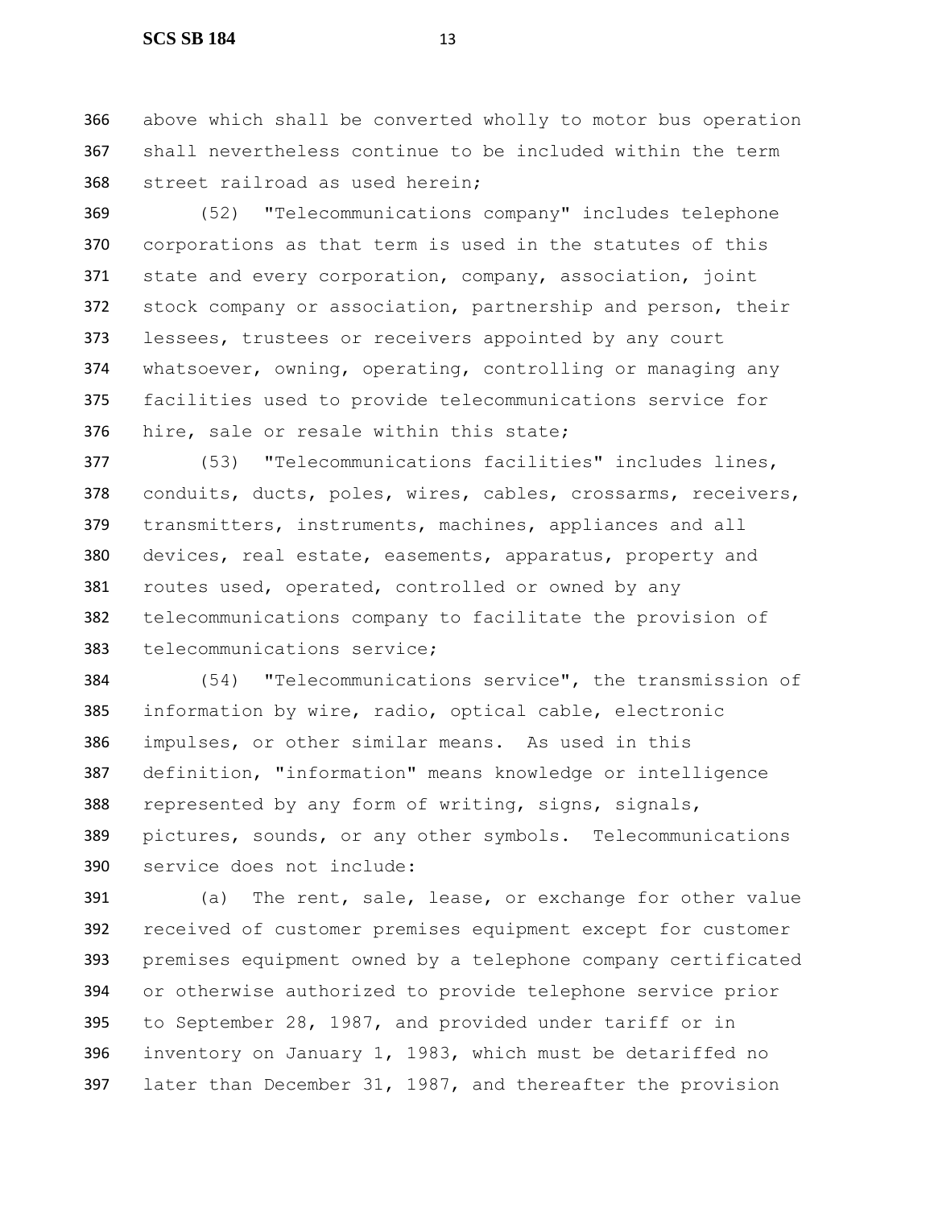above which shall be converted wholly to motor bus operation shall nevertheless continue to be included within the term street railroad as used herein;

(52) "Telecommunications company" includes telephone corporations as that term is used in the statutes of this state and every corporation, company, association, joint stock company or association, partnership and person, their lessees, trustees or receivers appointed by any court whatsoever, owning, operating, controlling or managing any facilities used to provide telecommunications service for hire, sale or resale within this state;

(53) "Telecommunications facilities" includes lines, conduits, ducts, poles, wires, cables, crossarms, receivers, transmitters, instruments, machines, appliances and all devices, real estate, easements, apparatus, property and routes used, operated, controlled or owned by any telecommunications company to facilitate the provision of telecommunications service;

(54) "Telecommunications service", the transmission of information by wire, radio, optical cable, electronic impulses, or other similar means. As used in this definition, "information" means knowledge or intelligence represented by any form of writing, signs, signals, pictures, sounds, or any other symbols. Telecommunications service does not include:

(a) The rent, sale, lease, or exchange for other value received of customer premises equipment except for customer premises equipment owned by a telephone company certificated or otherwise authorized to provide telephone service prior to September 28, 1987, and provided under tariff or in inventory on January 1, 1983, which must be detariffed no later than December 31, 1987, and thereafter the provision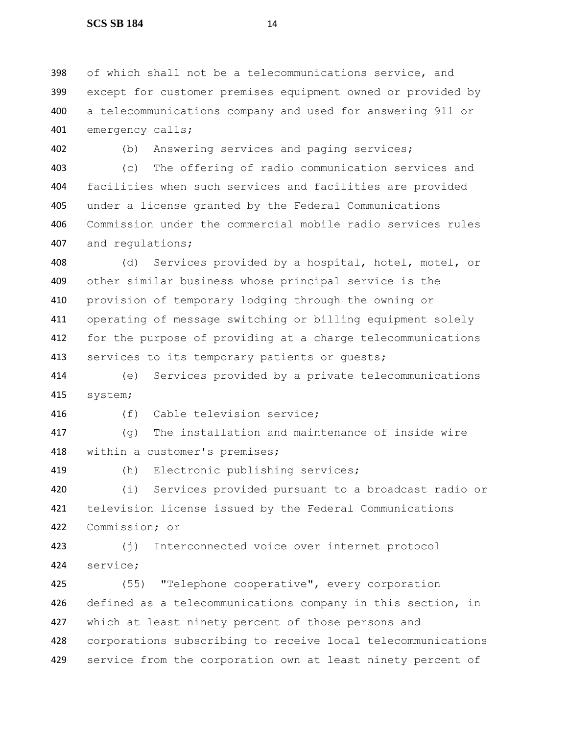of which shall not be a telecommunications service, and except for customer premises equipment owned or provided by a telecommunications company and used for answering 911 or emergency calls;

(b) Answering services and paging services;

(c) The offering of radio communication services and facilities when such services and facilities are provided under a license granted by the Federal Communications Commission under the commercial mobile radio services rules and regulations;

(d) Services provided by a hospital, hotel, motel, or other similar business whose principal service is the provision of temporary lodging through the owning or operating of message switching or billing equipment solely for the purpose of providing at a charge telecommunications services to its temporary patients or guests;

(e) Services provided by a private telecommunications system;

(f) Cable television service;

(g) The installation and maintenance of inside wire within a customer's premises;

(h) Electronic publishing services;

(i) Services provided pursuant to a broadcast radio or television license issued by the Federal Communications Commission; or

(j) Interconnected voice over internet protocol service;

(55) "Telephone cooperative", every corporation defined as a telecommunications company in this section, in which at least ninety percent of those persons and corporations subscribing to receive local telecommunications service from the corporation own at least ninety percent of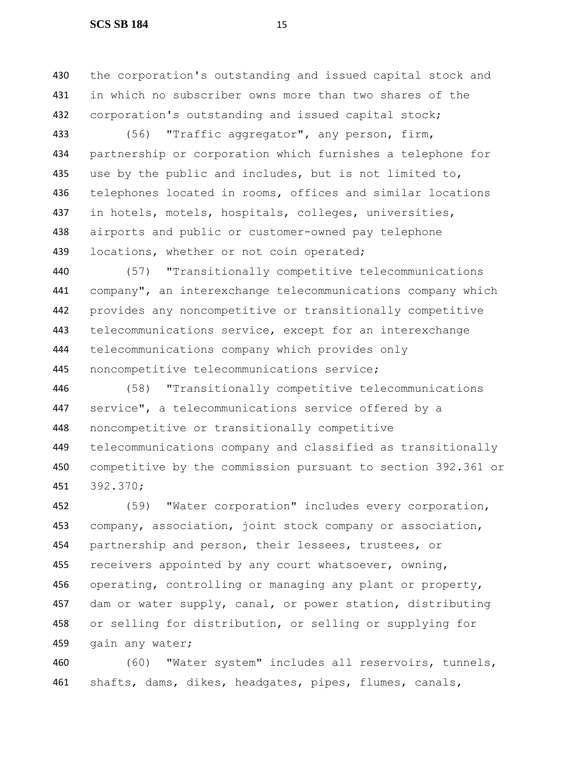the corporation's outstanding and issued capital stock and in which no subscriber owns more than two shares of the corporation's outstanding and issued capital stock;

(56) "Traffic aggregator", any person, firm, partnership or corporation which furnishes a telephone for use by the public and includes, but is not limited to, telephones located in rooms, offices and similar locations in hotels, motels, hospitals, colleges, universities, airports and public or customer-owned pay telephone locations, whether or not coin operated;

(57) "Transitionally competitive telecommunications company", an interexchange telecommunications company which provides any noncompetitive or transitionally competitive telecommunications service, except for an interexchange telecommunications company which provides only noncompetitive telecommunications service;

(58) "Transitionally competitive telecommunications service", a telecommunications service offered by a noncompetitive or transitionally competitive telecommunications company and classified as transitionally competitive by the commission pursuant to section 392.361 or 392.370;

(59) "Water corporation" includes every corporation, company, association, joint stock company or association, partnership and person, their lessees, trustees, or receivers appointed by any court whatsoever, owning, operating, controlling or managing any plant or property, dam or water supply, canal, or power station, distributing or selling for distribution, or selling or supplying for gain any water;

(60) "Water system" includes all reservoirs, tunnels, shafts, dams, dikes, headgates, pipes, flumes, canals,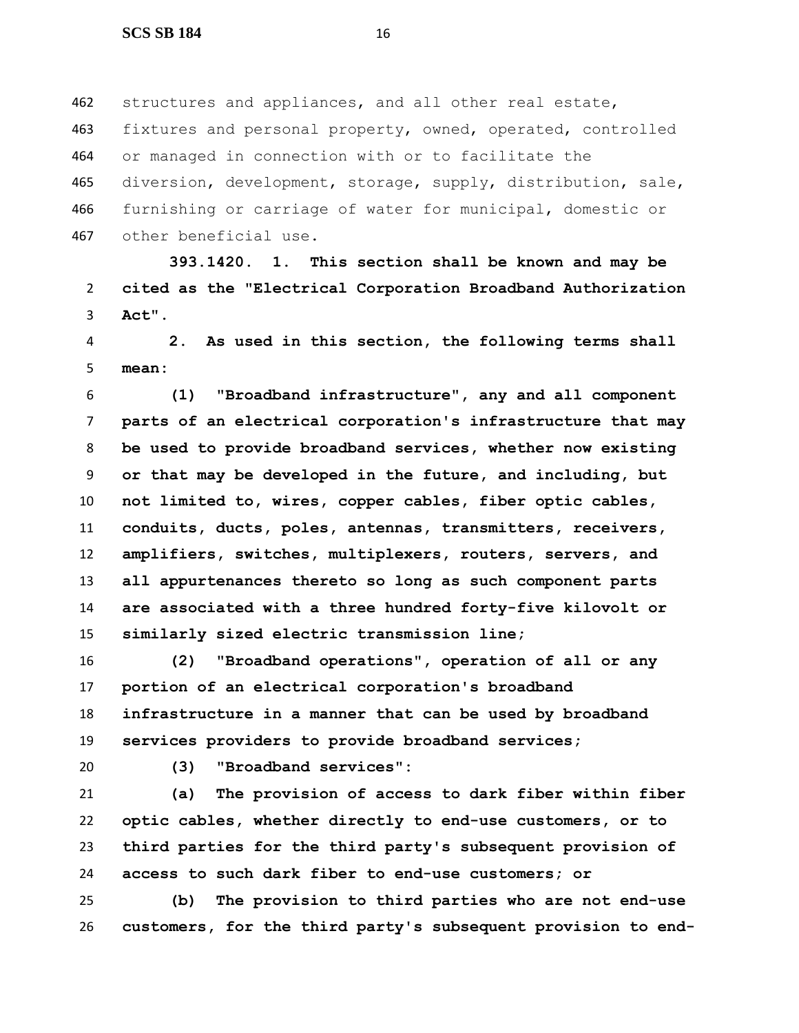structures and appliances, and all other real estate, fixtures and personal property, owned, operated, controlled or managed in connection with or to facilitate the diversion, development, storage, supply, distribution, sale, furnishing or carriage of water for municipal, domestic or other beneficial use.

**393.1420. 1. This section shall be known and may be cited as the "Electrical Corporation Broadband Authorization Act".**

**2. As used in this section, the following terms shall mean:**

**(1) "Broadband infrastructure", any and all component parts of an electrical corporation's infrastructure that may be used to provide broadband services, whether now existing or that may be developed in the future, and including, but not limited to, wires, copper cables, fiber optic cables, conduits, ducts, poles, antennas, transmitters, receivers, amplifiers, switches, multiplexers, routers, servers, and all appurtenances thereto so long as such component parts are associated with a three hundred forty-five kilovolt or similarly sized electric transmission line;**

**(2) "Broadband operations", operation of all or any portion of an electrical corporation's broadband infrastructure in a manner that can be used by broadband services providers to provide broadband services;**

**(3) "Broadband services":**

**(a) The provision of access to dark fiber within fiber optic cables, whether directly to end-use customers, or to third parties for the third party's subsequent provision of access to such dark fiber to end-use customers; or**

**(b) The provision to third parties who are not end-use customers, for the third party's subsequent provision to end-**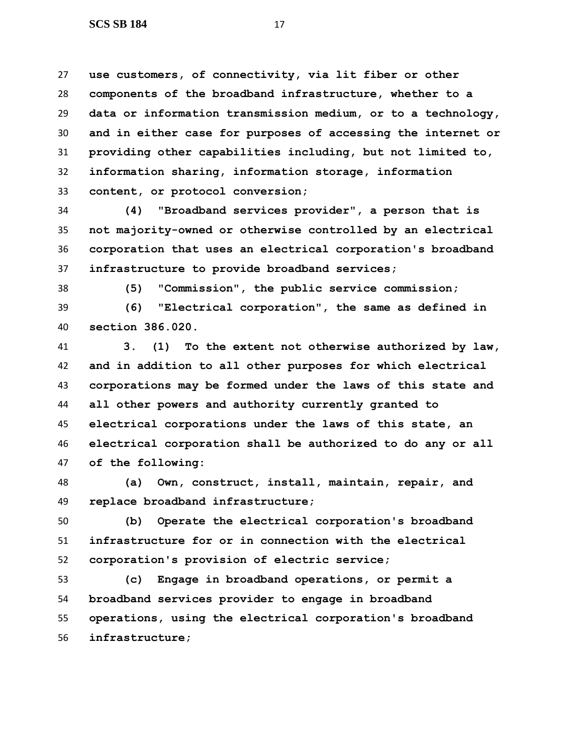**use customers, of connectivity, via lit fiber or other components of the broadband infrastructure, whether to a data or information transmission medium, or to a technology, and in either case for purposes of accessing the internet or providing other capabilities including, but not limited to, information sharing, information storage, information content, or protocol conversion;**

**(4) "Broadband services provider", a person that is not majority-owned or otherwise controlled by an electrical corporation that uses an electrical corporation's broadband infrastructure to provide broadband services;**

**(5) "Commission", the public service commission;**

**(6) "Electrical corporation", the same as defined in section 386.020.**

**3. (1) To the extent not otherwise authorized by law, and in addition to all other purposes for which electrical corporations may be formed under the laws of this state and all other powers and authority currently granted to electrical corporations under the laws of this state, an electrical corporation shall be authorized to do any or all of the following:**

**(a) Own, construct, install, maintain, repair, and replace broadband infrastructure;**

**(b) Operate the electrical corporation's broadband infrastructure for or in connection with the electrical corporation's provision of electric service;**

**(c) Engage in broadband operations, or permit a broadband services provider to engage in broadband operations, using the electrical corporation's broadband infrastructure;**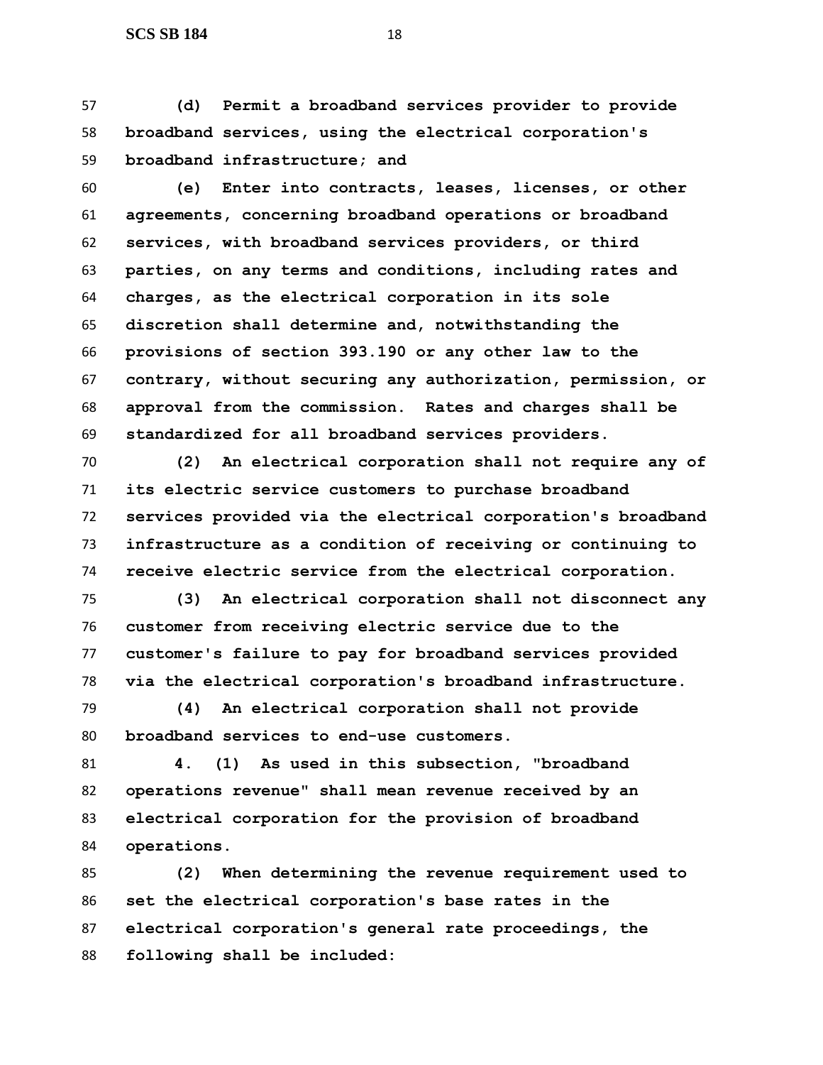**(d) Permit a broadband services provider to provide broadband services, using the electrical corporation's broadband infrastructure; and**

**(e) Enter into contracts, leases, licenses, or other agreements, concerning broadband operations or broadband services, with broadband services providers, or third parties, on any terms and conditions, including rates and charges, as the electrical corporation in its sole discretion shall determine and, notwithstanding the provisions of section 393.190 or any other law to the contrary, without securing any authorization, permission, or approval from the commission. Rates and charges shall be standardized for all broadband services providers.**

**(2) An electrical corporation shall not require any of its electric service customers to purchase broadband services provided via the electrical corporation's broadband infrastructure as a condition of receiving or continuing to receive electric service from the electrical corporation.**

**(3) An electrical corporation shall not disconnect any customer from receiving electric service due to the customer's failure to pay for broadband services provided via the electrical corporation's broadband infrastructure.**

**(4) An electrical corporation shall not provide broadband services to end-use customers.**

**4. (1) As used in this subsection, "broadband operations revenue" shall mean revenue received by an electrical corporation for the provision of broadband operations.**

**(2) When determining the revenue requirement used to set the electrical corporation's base rates in the electrical corporation's general rate proceedings, the following shall be included:**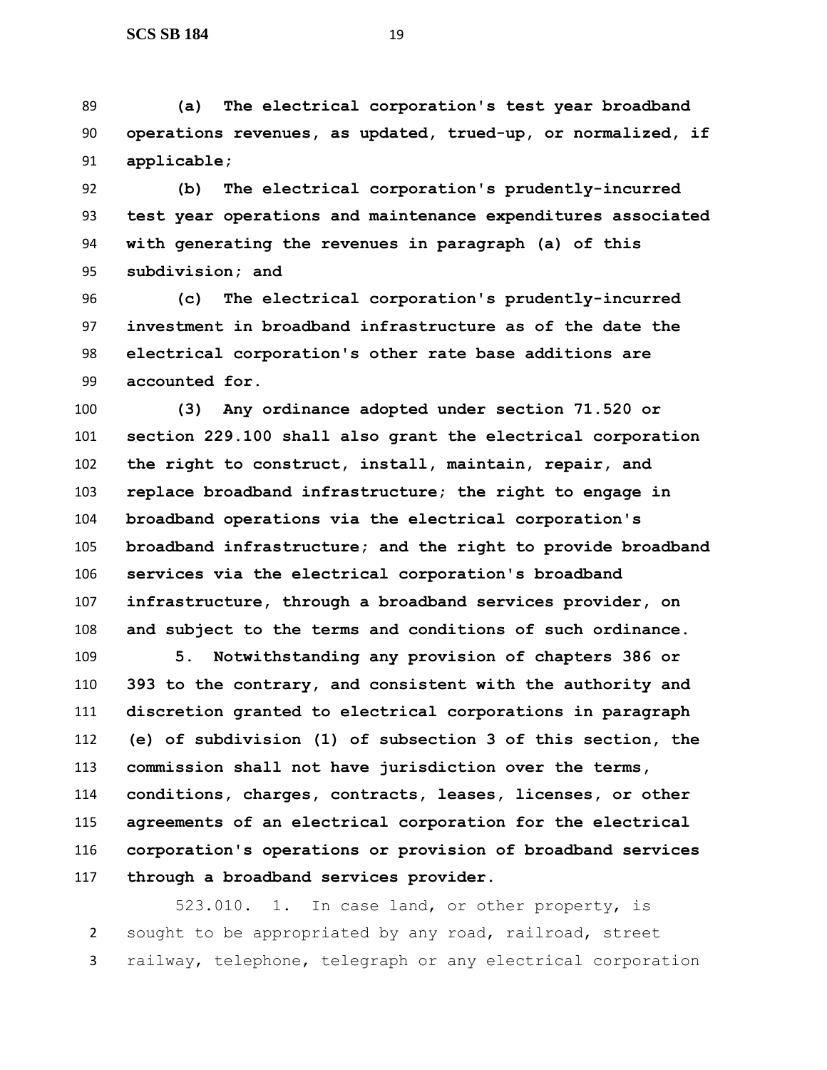**(a) The electrical corporation's test year broadband operations revenues, as updated, trued-up, or normalized, if applicable;**

**(b) The electrical corporation's prudently-incurred test year operations and maintenance expenditures associated with generating the revenues in paragraph (a) of this subdivision; and**

**(c) The electrical corporation's prudently-incurred investment in broadband infrastructure as of the date the electrical corporation's other rate base additions are accounted for.**

**(3) Any ordinance adopted under section 71.520 or section 229.100 shall also grant the electrical corporation the right to construct, install, maintain, repair, and replace broadband infrastructure; the right to engage in broadband operations via the electrical corporation's broadband infrastructure; and the right to provide broadband services via the electrical corporation's broadband infrastructure, through a broadband services provider, on and subject to the terms and conditions of such ordinance.**

**5. Notwithstanding any provision of chapters 386 or 393 to the contrary, and consistent with the authority and discretion granted to electrical corporations in paragraph (e) of subdivision (1) of subsection 3 of this section, the commission shall not have jurisdiction over the terms, conditions, charges, contracts, leases, licenses, or other agreements of an electrical corporation for the electrical corporation's operations or provision of broadband services through a broadband services provider.**

523.010. 1. In case land, or other property, is sought to be appropriated by any road, railroad, street railway, telephone, telegraph or any electrical corporation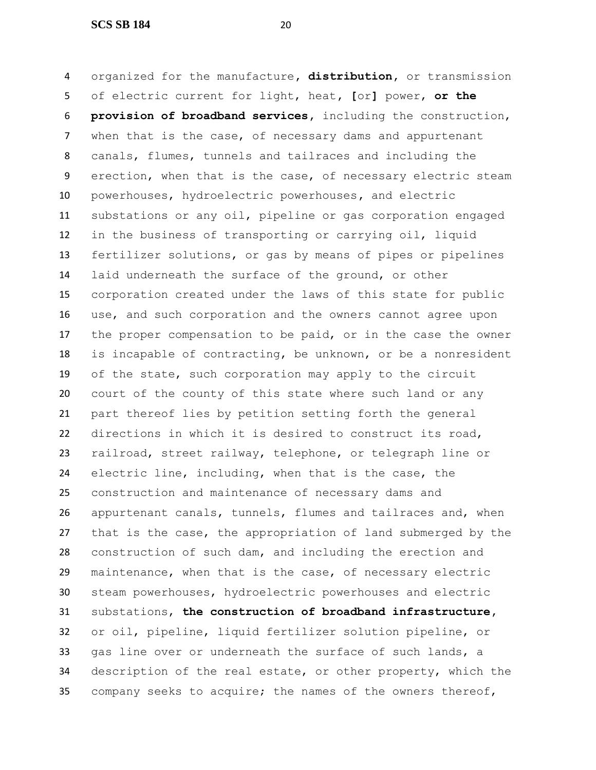organized for the manufacture, **distribution**, or transmission of electric current for light, heat, **[**or**]** power, **or the provision of broadband services**, including the construction, when that is the case, of necessary dams and appurtenant canals, flumes, tunnels and tailraces and including the erection, when that is the case, of necessary electric steam powerhouses, hydroelectric powerhouses, and electric substations or any oil, pipeline or gas corporation engaged in the business of transporting or carrying oil, liquid fertilizer solutions, or gas by means of pipes or pipelines laid underneath the surface of the ground, or other corporation created under the laws of this state for public use, and such corporation and the owners cannot agree upon the proper compensation to be paid, or in the case the owner is incapable of contracting, be unknown, or be a nonresident of the state, such corporation may apply to the circuit court of the county of this state where such land or any part thereof lies by petition setting forth the general directions in which it is desired to construct its road, railroad, street railway, telephone, or telegraph line or electric line, including, when that is the case, the construction and maintenance of necessary dams and appurtenant canals, tunnels, flumes and tailraces and, when that is the case, the appropriation of land submerged by the construction of such dam, and including the erection and maintenance, when that is the case, of necessary electric steam powerhouses, hydroelectric powerhouses and electric substations, **the construction of broadband infrastructure**, or oil, pipeline, liquid fertilizer solution pipeline, or gas line over or underneath the surface of such lands, a description of the real estate, or other property, which the company seeks to acquire; the names of the owners thereof,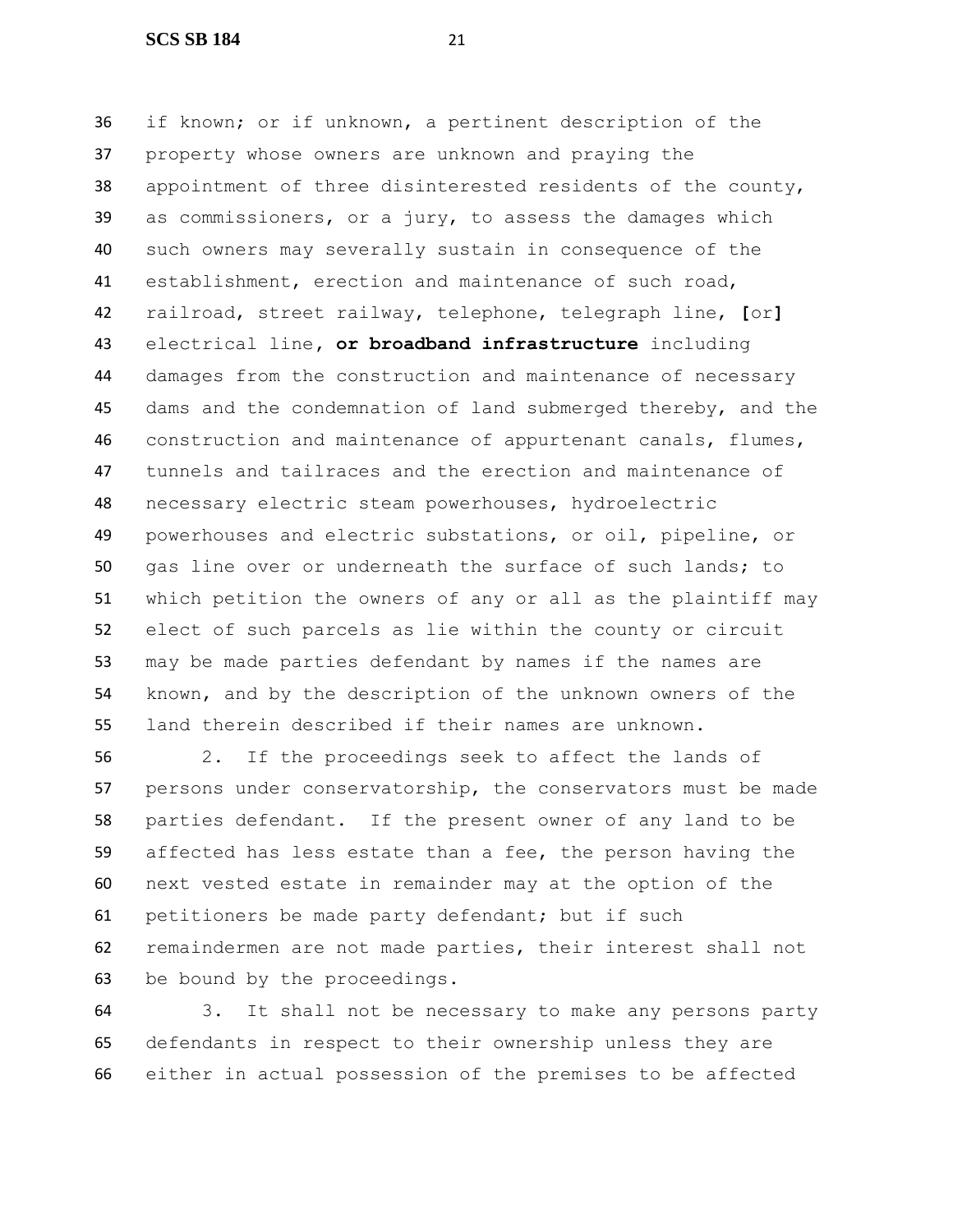if known; or if unknown, a pertinent description of the property whose owners are unknown and praying the appointment of three disinterested residents of the county, as commissioners, or a jury, to assess the damages which such owners may severally sustain in consequence of the establishment, erection and maintenance of such road, railroad, street railway, telephone, telegraph line, [or] electrical line, **or broadband infrastructure** including damages from the construction and maintenance of necessary dams and the condemnation of land submerged thereby, and the construction and maintenance of appurtenant canals, flumes, tunnels and tailraces and the erection and maintenance of necessary electric steam powerhouses, hydroelectric powerhouses and electric substations, or oil, pipeline, or gas line over or underneath the surface of such lands; to which petition the owners of any or all as the plaintiff may elect of such parcels as lie within the county or circuit may be made parties defendant by names if the names are known, and by the description of the unknown owners of the land therein described if their names are unknown.

2. If the proceedings seek to affect the lands of persons under conservatorship, the conservators must be made parties defendant. If the present owner of any land to be affected has less estate than a fee, the person having the next vested estate in remainder may at the option of the petitioners be made party defendant; but if such remaindermen are not made parties, their interest shall not be bound by the proceedings.

3. It shall not be necessary to make any persons party defendants in respect to their ownership unless they are either in actual possession of the premises to be affected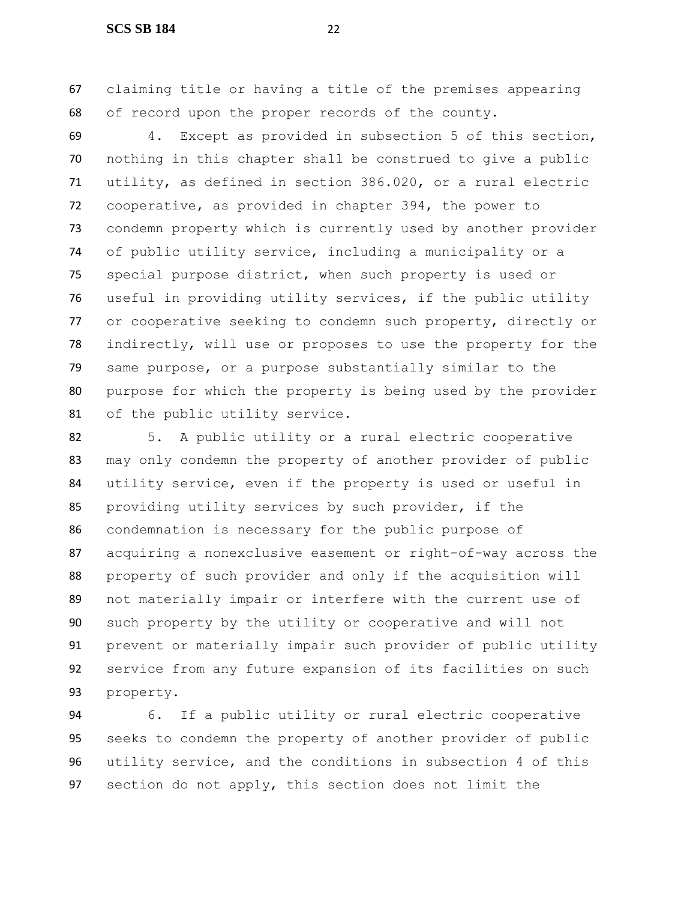claiming title or having a title of the premises appearing of record upon the proper records of the county.

4. Except as provided in subsection 5 of this section, nothing in this chapter shall be construed to give a public utility, as defined in section 386.020, or a rural electric cooperative, as provided in chapter 394, the power to condemn property which is currently used by another provider of public utility service, including a municipality or a special purpose district, when such property is used or useful in providing utility services, if the public utility or cooperative seeking to condemn such property, directly or indirectly, will use or proposes to use the property for the same purpose, or a purpose substantially similar to the purpose for which the property is being used by the provider of the public utility service.

5. A public utility or a rural electric cooperative may only condemn the property of another provider of public utility service, even if the property is used or useful in providing utility services by such provider, if the condemnation is necessary for the public purpose of acquiring a nonexclusive easement or right-of-way across the property of such provider and only if the acquisition will not materially impair or interfere with the current use of such property by the utility or cooperative and will not prevent or materially impair such provider of public utility service from any future expansion of its facilities on such property.

6. If a public utility or rural electric cooperative seeks to condemn the property of another provider of public utility service, and the conditions in subsection 4 of this section do not apply, this section does not limit the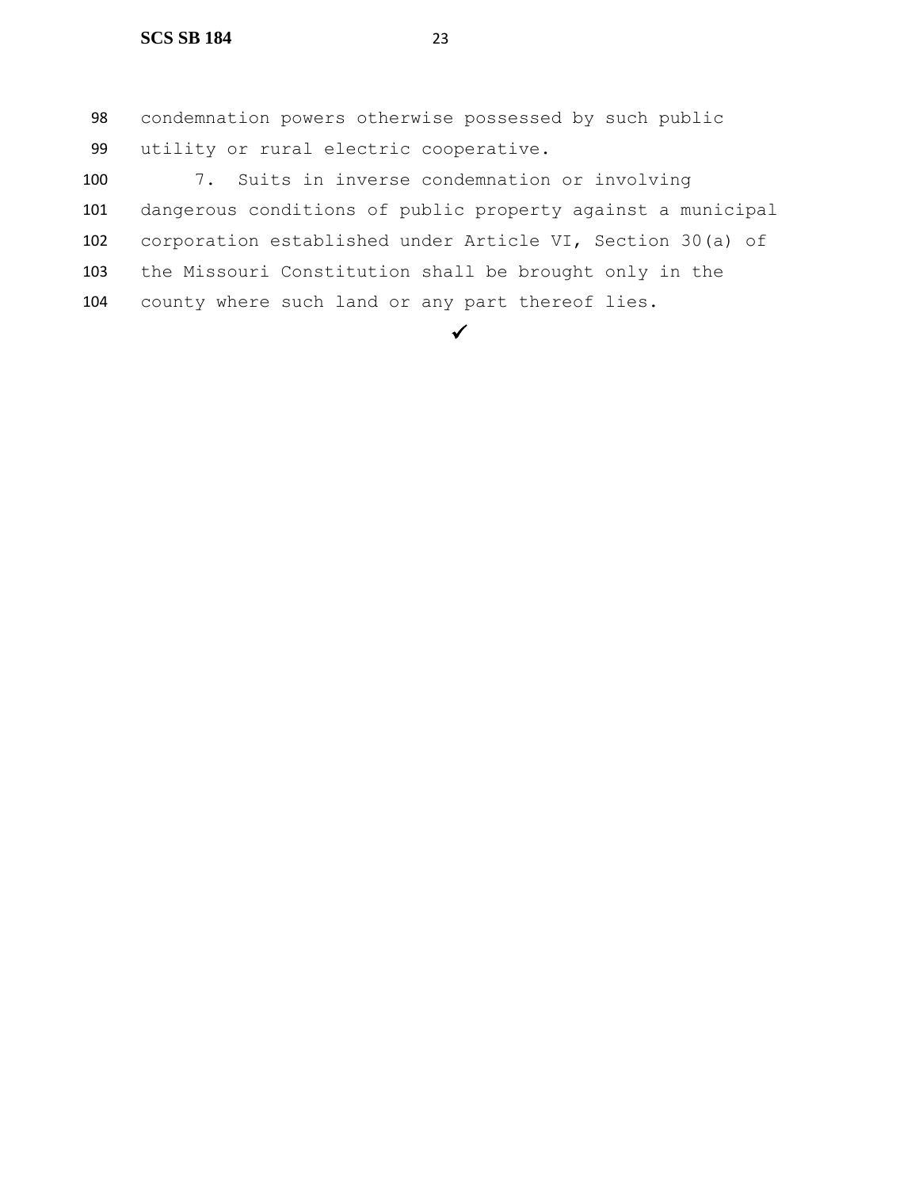condemnation powers otherwise possessed by such public utility or rural electric cooperative.

7. Suits in inverse condemnation or involving dangerous conditions of public property against a municipal corporation established under Article VI, Section 30(a) of the Missouri Constitution shall be brought only in the county where such land or any part thereof lies.

✓